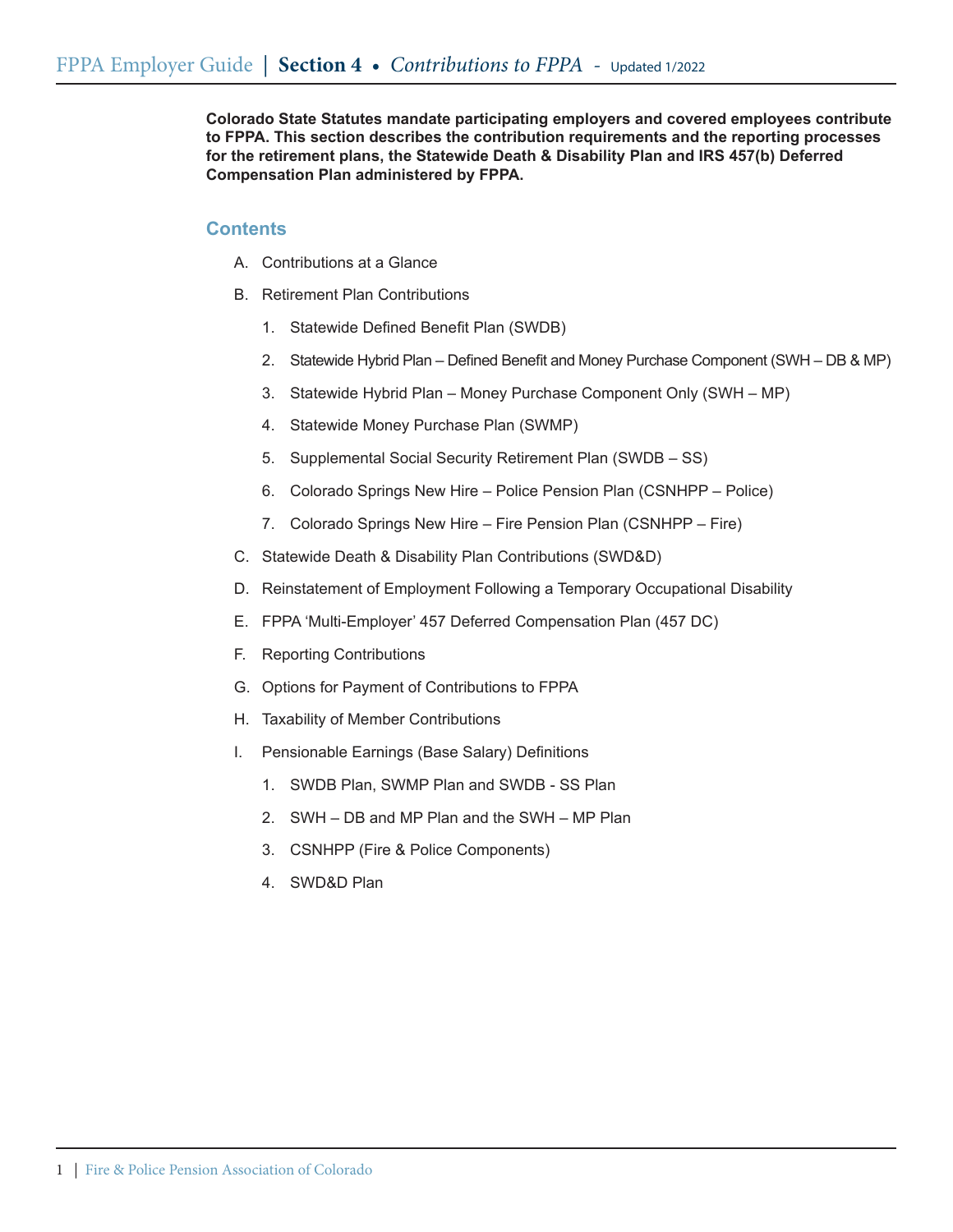# FPPA Employer Guide | Section 4 • *Contributions to FPPA* - Updated 1/2022

**Colorado State Statutes mandate participating employers and covered employees contribute to FPPA. This section describes the contribution requirements and the reporting processes for the retirement plans, the Statewide Death & Disability Plan and IRS 457(b) Deferred Compensation Plan administered by FPPA.**

## Contents

A. Contributions at a Glance

B. Retirement Plan Contributions

   1. Statewide Defined Benefit Plan (SWDB)
   2. Statewide Hybrid Plan – Defined Benefit and Money Purchase Component (SWH – DB & MP)
   3. Statewide Hybrid Plan – Money Purchase Component Only (SWH – MP)
   4. Statewide Money Purchase Plan (SWMP)
   5. Supplemental Social Security Retirement Plan (SWDB – SS)
   6. Colorado Springs New Hire – Police Pension Plan (CSNHPP – Police)
   7. Colorado Springs New Hire – Fire Pension Plan (CSNHPP – Fire)

C. Statewide Death & Disability Plan Contributions (SWD&D)

D. Reinstatement of Employment Following a Temporary Occupational Disability

E. FPPA 'Multi-Employer' 457 Deferred Compensation Plan (457 DC)

F. Reporting Contributions

G. Options for Payment of Contributions to FPPA

H. Taxability of Member Contributions

I. Pensionable Earnings (Base Salary) Definitions

   1. SWDB Plan, SWMP Plan and SWDB - SS Plan
   2. SWH – DB and MP Plan and the SWH – MP Plan
   3. CSNHPP (Fire & Police Components)
   4. SWD&D Plan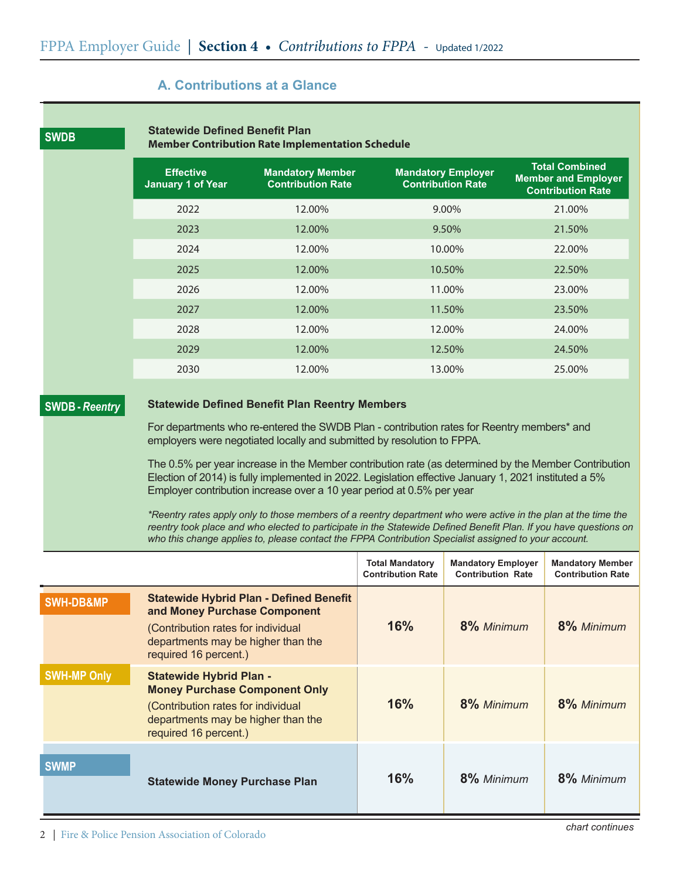## A. Contributions at a Glance

**SWDB**

**Statewide Defined Benefit Plan**
**Member Contribution Rate Implementation Schedule**

| Effective January 1 of Year | Mandatory Member Contribution Rate | Mandatory Employer Contribution Rate | Total Combined Member and Employer Contribution Rate |
|---|---|---|---|
| 2022 | 12.00% | 9.00% | 21.00% |
| 2023 | 12.00% | 9.50% | 21.50% |
| 2024 | 12.00% | 10.00% | 22.00% |
| 2025 | 12.00% | 10.50% | 22.50% |
| 2026 | 12.00% | 11.00% | 23.00% |
| 2027 | 12.00% | 11.50% | 23.50% |
| 2028 | 12.00% | 12.00% | 24.00% |
| 2029 | 12.00% | 12.50% | 24.50% |
| 2030 | 12.00% | 13.00% | 25.00% |

**SWDB - *Reentry***

**Statewide Defined Benefit Plan Reentry Members**

For departments who re-entered the SWDB Plan - contribution rates for Reentry members* and employers were negotiated locally and submitted by resolution to FPPA.

The 0.5% per year increase in the Member contribution rate (as determined by the Member Contribution Election of 2014) is fully implemented in 2022. Legislation effective January 1, 2021 instituted a 5% Employer contribution increase over a 10 year period at 0.5% per year

*\*Reentry rates apply only to those members of a reentry department who were active in the plan at the time the reentry took place and who elected to participate in the Statewide Defined Benefit Plan. If you have questions on who this change applies to, please contact the FPPA Contribution Specialist assigned to your account.*

| | | Total Mandatory Contribution Rate | Mandatory Employer Contribution Rate | Mandatory Member Contribution Rate |
|---|---|---|---|---|
| SWH-DB&MP | **Statewide Hybrid Plan - Defined Benefit and Money Purchase Component** (Contribution rates for individual departments may be higher than the required 16 percent.) | **16%** | **8%** *Minimum* | **8%** *Minimum* |
| SWH-MP Only | **Statewide Hybrid Plan - Money Purchase Component Only** (Contribution rates for individual departments may be higher than the required 16 percent.) | **16%** | **8%** *Minimum* | **8%** *Minimum* |
| SWMP | **Statewide Money Purchase Plan** | **16%** | **8%** *Minimum* | **8%** *Minimum* |

*chart continues*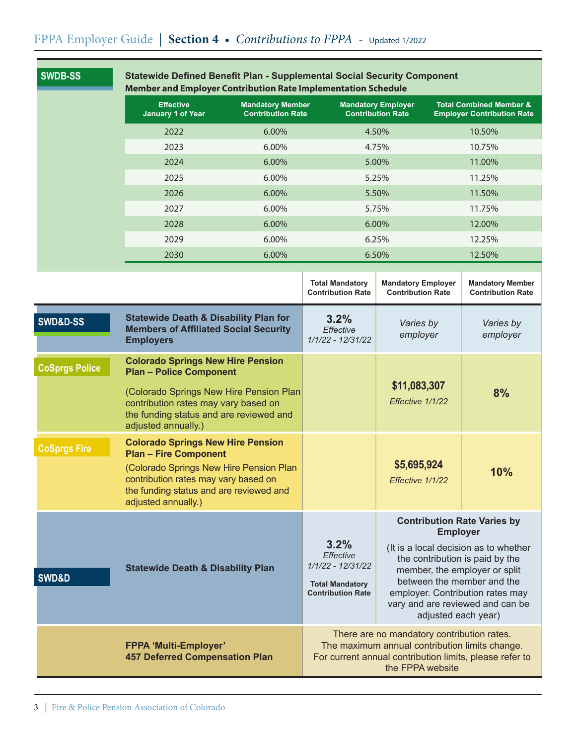## SWDB-SS

**Statewide Defined Benefit Plan - Supplemental Social Security Component**
**Member and Employer Contribution Rate Implementation Schedule**

| Effective January 1 of Year | Mandatory Member Contribution Rate | Mandatory Employer Contribution Rate | Total Combined Member & Employer Contribution Rate |
|---|---|---|---|
| 2022 | 6.00% | 4.50% | 10.50% |
| 2023 | 6.00% | 4.75% | 10.75% |
| 2024 | 6.00% | 5.00% | 11.00% |
| 2025 | 6.00% | 5.25% | 11.25% |
| 2026 | 6.00% | 5.50% | 11.50% |
| 2027 | 6.00% | 5.75% | 11.75% |
| 2028 | 6.00% | 6.00% | 12.00% |
| 2029 | 6.00% | 6.25% | 12.25% |
| 2030 | 6.00% | 6.50% | 12.50% |

| Plan | | Total Mandatory Contribution Rate | Mandatory Employer Contribution Rate | Mandatory Member Contribution Rate |
|---|---|---|---|---|
| SWD&D-SS | **Statewide Death & Disability Plan for Members of Affiliated Social Security Employers** | **3.2%** *Effective 1/1/22 - 12/31/22* | *Varies by employer* | *Varies by employer* |
| CoSprgs Police | **Colorado Springs New Hire Pension Plan – Police Component** (Colorado Springs New Hire Pension Plan contribution rates may vary based on the funding status and are reviewed and adjusted annually.) | | **$11,083,307** *Effective 1/1/22* | **8%** |
| CoSprgs Fire | **Colorado Springs New Hire Pension Plan – Fire Component** (Colorado Springs New Hire Pension Plan contribution rates may vary based on the funding status and are reviewed and adjusted annually.) | | **$5,695,924** *Effective 1/1/22* | **10%** |
| SWD&D | **Statewide Death & Disability Plan** | **3.2%** *Effective 1/1/22 - 12/31/22* **Total Mandatory Contribution Rate** | **Contribution Rate Varies by Employer** (It is a local decision as to whether the contribution is paid by the member, the employer or split between the member and the employer. Contribution rates may vary and are reviewed and can be adjusted each year) | |
| | **FPPA 'Multi-Employer' 457 Deferred Compensation Plan** | There are no mandatory contribution rates. The maximum annual contribution limits change. For current annual contribution limits, please refer to the FPPA website | | |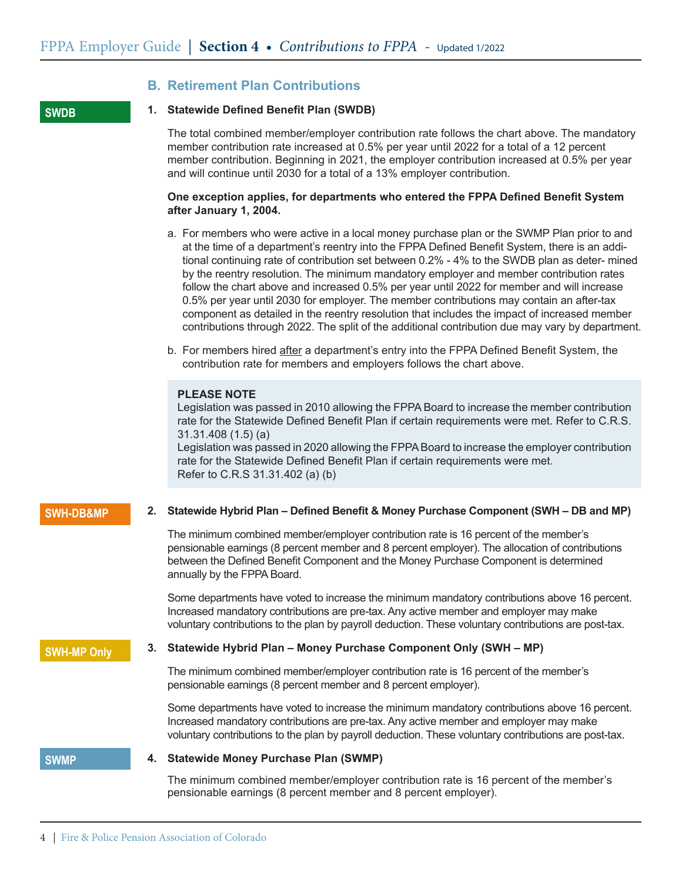## B. Retirement Plan Contributions

SWDB

### 1. Statewide Defined Benefit Plan (SWDB)

The total combined member/employer contribution rate follows the chart above. The mandatory member contribution rate increased at 0.5% per year until 2022 for a total of a 12 percent member contribution. Beginning in 2021, the employer contribution increased at 0.5% per year and will continue until 2030 for a total of a 13% employer contribution.

**One exception applies, for departments who entered the FPPA Defined Benefit System after January 1, 2004.**

a. For members who were active in a local money purchase plan or the SWMP Plan prior to and at the time of a department's reentry into the FPPA Defined Benefit System, there is an additional continuing rate of contribution set between 0.2% - 4% to the SWDB plan as deter- mined by the reentry resolution. The minimum mandatory employer and member contribution rates follow the chart above and increased 0.5% per year until 2022 for member and will increase 0.5% per year until 2030 for employer. The member contributions may contain an after-tax component as detailed in the reentry resolution that includes the impact of increased member contributions through 2022. The split of the additional contribution due may vary by department.

b. For members hired after a department's entry into the FPPA Defined Benefit System, the contribution rate for members and employers follows the chart above.

> **PLEASE NOTE**
> Legislation was passed in 2010 allowing the FPPA Board to increase the member contribution rate for the Statewide Defined Benefit Plan if certain requirements were met. Refer to C.R.S. 31.31.408 (1.5) (a)
> Legislation was passed in 2020 allowing the FPPA Board to increase the employer contribution rate for the Statewide Defined Benefit Plan if certain requirements were met.
> Refer to C.R.S 31.31.402 (a) (b)

SWH-DB&MP

### 2. Statewide Hybrid Plan – Defined Benefit & Money Purchase Component (SWH – DB and MP)

The minimum combined member/employer contribution rate is 16 percent of the member's pensionable earnings (8 percent member and 8 percent employer). The allocation of contributions between the Defined Benefit Component and the Money Purchase Component is determined annually by the FPPA Board.

Some departments have voted to increase the minimum mandatory contributions above 16 percent. Increased mandatory contributions are pre-tax. Any active member and employer may make voluntary contributions to the plan by payroll deduction. These voluntary contributions are post-tax.

SWH-MP Only

### 3. Statewide Hybrid Plan – Money Purchase Component Only (SWH – MP)

The minimum combined member/employer contribution rate is 16 percent of the member's pensionable earnings (8 percent member and 8 percent employer).

Some departments have voted to increase the minimum mandatory contributions above 16 percent. Increased mandatory contributions are pre-tax. Any active member and employer may make voluntary contributions to the plan by payroll deduction. These voluntary contributions are post-tax.

SWMP

### 4. Statewide Money Purchase Plan (SWMP)

The minimum combined member/employer contribution rate is 16 percent of the member's pensionable earnings (8 percent member and 8 percent employer).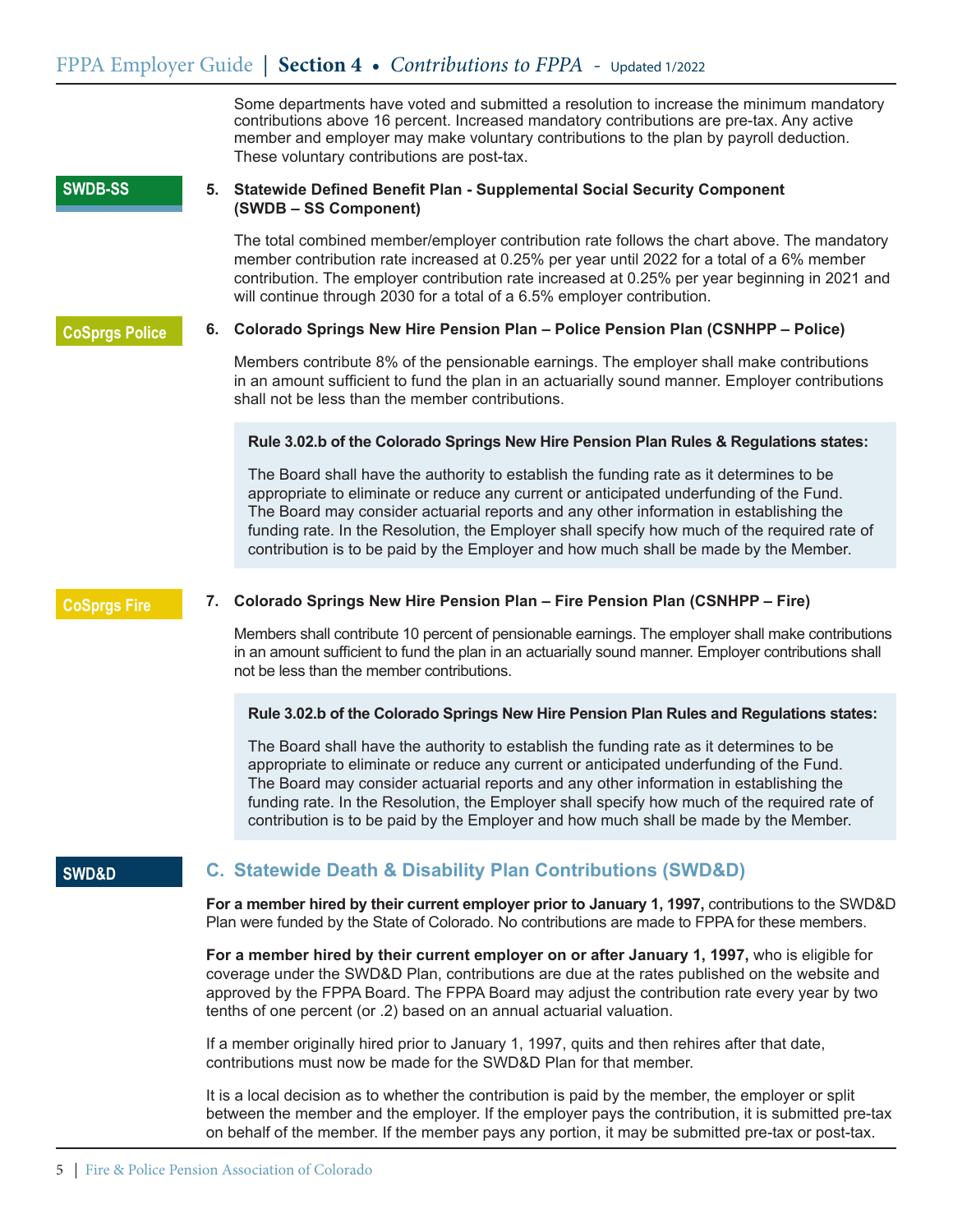Some departments have voted and submitted a resolution to increase the minimum mandatory contributions above 16 percent. Increased mandatory contributions are pre-tax. Any active member and employer may make voluntary contributions to the plan by payroll deduction. These voluntary contributions are post-tax.

SWDB-SS

**5. Statewide Defined Benefit Plan - Supplemental Social Security Component (SWDB – SS Component)**

The total combined member/employer contribution rate follows the chart above. The mandatory member contribution rate increased at 0.25% per year until 2022 for a total of a 6% member contribution. The employer contribution rate increased at 0.25% per year beginning in 2021 and will continue through 2030 for a total of a 6.5% employer contribution.

CoSprgs Police

**6. Colorado Springs New Hire Pension Plan – Police Pension Plan (CSNHPP – Police)**

Members contribute 8% of the pensionable earnings. The employer shall make contributions in an amount sufficient to fund the plan in an actuarially sound manner. Employer contributions shall not be less than the member contributions.

> **Rule 3.02.b of the Colorado Springs New Hire Pension Plan Rules & Regulations states:**
>
> The Board shall have the authority to establish the funding rate as it determines to be appropriate to eliminate or reduce any current or anticipated underfunding of the Fund. The Board may consider actuarial reports and any other information in establishing the funding rate. In the Resolution, the Employer shall specify how much of the required rate of contribution is to be paid by the Employer and how much shall be made by the Member.

CoSprgs Fire

**7. Colorado Springs New Hire Pension Plan – Fire Pension Plan (CSNHPP – Fire)**

Members shall contribute 10 percent of pensionable earnings. The employer shall make contributions in an amount sufficient to fund the plan in an actuarially sound manner. Employer contributions shall not be less than the member contributions.

> **Rule 3.02.b of the Colorado Springs New Hire Pension Plan Rules and Regulations states:**
>
> The Board shall have the authority to establish the funding rate as it determines to be appropriate to eliminate or reduce any current or anticipated underfunding of the Fund. The Board may consider actuarial reports and any other information in establishing the funding rate. In the Resolution, the Employer shall specify how much of the required rate of contribution is to be paid by the Employer and how much shall be made by the Member.

SWD&D

## C. Statewide Death & Disability Plan Contributions (SWD&D)

**For a member hired by their current employer prior to January 1, 1997,** contributions to the SWD&D Plan were funded by the State of Colorado. No contributions are made to FPPA for these members.

**For a member hired by their current employer on or after January 1, 1997,** who is eligible for coverage under the SWD&D Plan, contributions are due at the rates published on the website and approved by the FPPA Board. The FPPA Board may adjust the contribution rate every year by two tenths of one percent (or .2) based on an annual actuarial valuation.

If a member originally hired prior to January 1, 1997, quits and then rehires after that date, contributions must now be made for the SWD&D Plan for that member.

It is a local decision as to whether the contribution is paid by the member, the employer or split between the member and the employer. If the employer pays the contribution, it is submitted pre-tax on behalf of the member. If the member pays any portion, it may be submitted pre-tax or post-tax.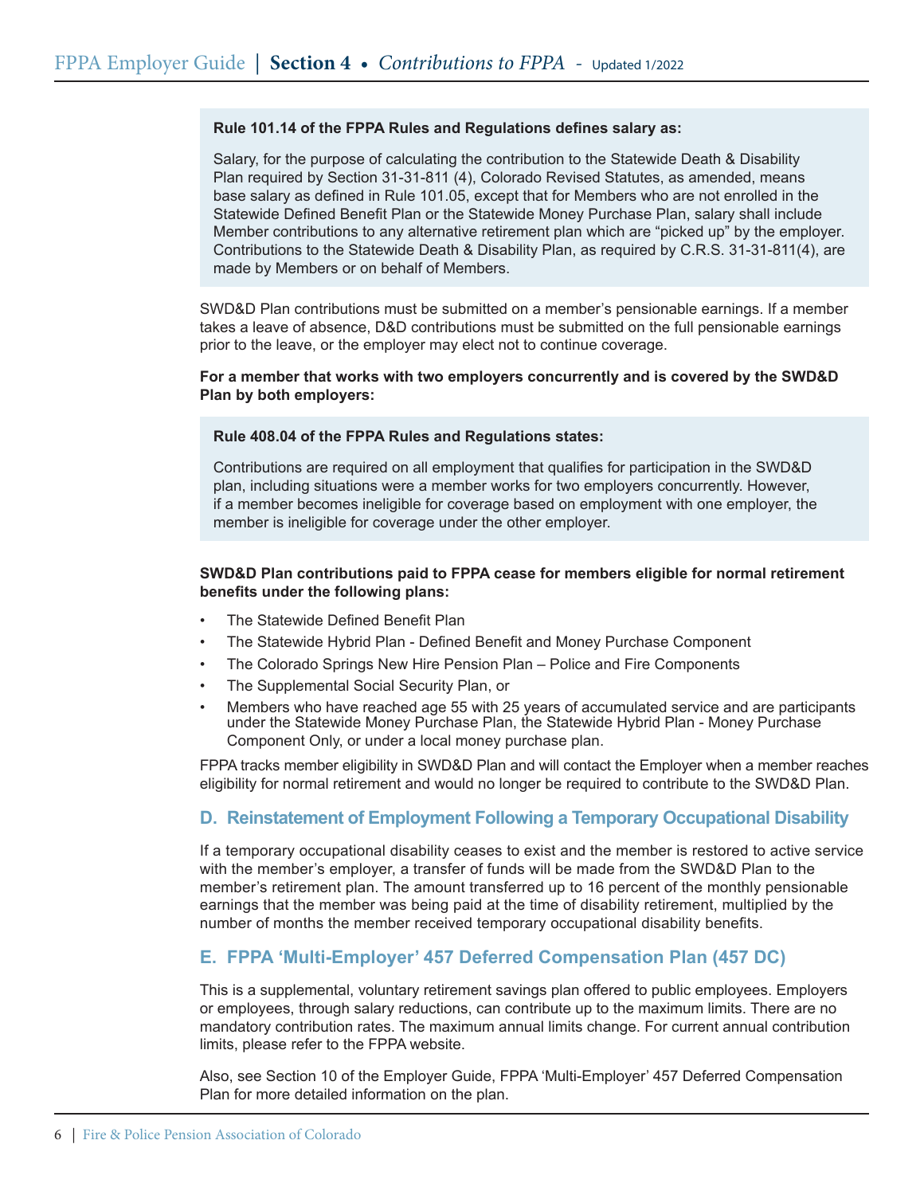**Rule 101.14 of the FPPA Rules and Regulations defines salary as:**

Salary, for the purpose of calculating the contribution to the Statewide Death & Disability Plan required by Section 31-31-811 (4), Colorado Revised Statutes, as amended, means base salary as defined in Rule 101.05, except that for Members who are not enrolled in the Statewide Defined Benefit Plan or the Statewide Money Purchase Plan, salary shall include Member contributions to any alternative retirement plan which are "picked up" by the employer. Contributions to the Statewide Death & Disability Plan, as required by C.R.S. 31-31-811(4), are made by Members or on behalf of Members.

SWD&D Plan contributions must be submitted on a member's pensionable earnings. If a member takes a leave of absence, D&D contributions must be submitted on the full pensionable earnings prior to the leave, or the employer may elect not to continue coverage.

**For a member that works with two employers concurrently and is covered by the SWD&D Plan by both employers:**

**Rule 408.04 of the FPPA Rules and Regulations states:**

Contributions are required on all employment that qualifies for participation in the SWD&D plan, including situations were a member works for two employers concurrently. However, if a member becomes ineligible for coverage based on employment with one employer, the member is ineligible for coverage under the other employer.

**SWD&D Plan contributions paid to FPPA cease for members eligible for normal retirement benefits under the following plans:**

- The Statewide Defined Benefit Plan
- The Statewide Hybrid Plan - Defined Benefit and Money Purchase Component
- The Colorado Springs New Hire Pension Plan – Police and Fire Components
- The Supplemental Social Security Plan, or
- Members who have reached age 55 with 25 years of accumulated service and are participants under the Statewide Money Purchase Plan, the Statewide Hybrid Plan - Money Purchase Component Only, or under a local money purchase plan.

FPPA tracks member eligibility in SWD&D Plan and will contact the Employer when a member reaches eligibility for normal retirement and would no longer be required to contribute to the SWD&D Plan.

## D. Reinstatement of Employment Following a Temporary Occupational Disability

If a temporary occupational disability ceases to exist and the member is restored to active service with the member's employer, a transfer of funds will be made from the SWD&D Plan to the member's retirement plan. The amount transferred up to 16 percent of the monthly pensionable earnings that the member was being paid at the time of disability retirement, multiplied by the number of months the member received temporary occupational disability benefits.

## E. FPPA 'Multi-Employer' 457 Deferred Compensation Plan (457 DC)

This is a supplemental, voluntary retirement savings plan offered to public employees. Employers or employees, through salary reductions, can contribute up to the maximum limits. There are no mandatory contribution rates. The maximum annual limits change. For current annual contribution limits, please refer to the FPPA website.

Also, see Section 10 of the Employer Guide, FPPA 'Multi-Employer' 457 Deferred Compensation Plan for more detailed information on the plan.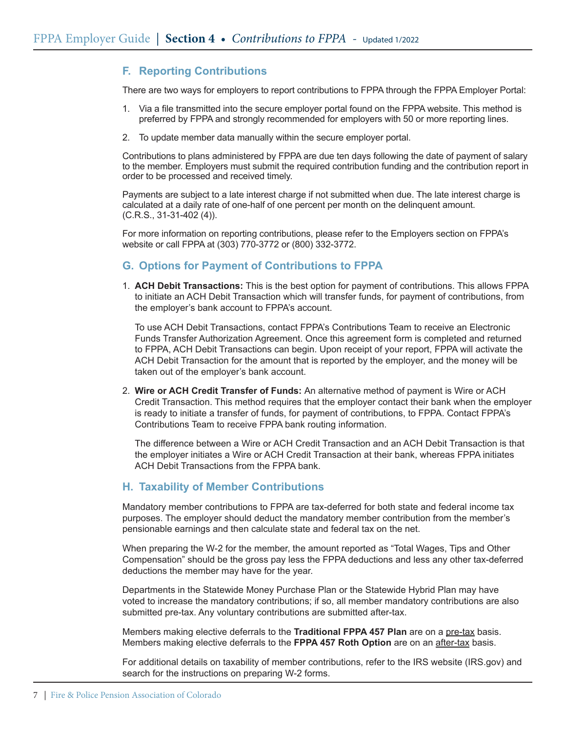## F. Reporting Contributions

There are two ways for employers to report contributions to FPPA through the FPPA Employer Portal:

1. Via a file transmitted into the secure employer portal found on the FPPA website. This method is preferred by FPPA and strongly recommended for employers with 50 or more reporting lines.
2. To update member data manually within the secure employer portal.

Contributions to plans administered by FPPA are due ten days following the date of payment of salary to the member. Employers must submit the required contribution funding and the contribution report in order to be processed and received timely.

Payments are subject to a late interest charge if not submitted when due. The late interest charge is calculated at a daily rate of one-half of one percent per month on the delinquent amount. (C.R.S., 31-31-402 (4)).

For more information on reporting contributions, please refer to the Employers section on FPPA's website or call FPPA at (303) 770-3772 or (800) 332-3772.

## G. Options for Payment of Contributions to FPPA

1. **ACH Debit Transactions:** This is the best option for payment of contributions. This allows FPPA to initiate an ACH Debit Transaction which will transfer funds, for payment of contributions, from the employer's bank account to FPPA's account.

   To use ACH Debit Transactions, contact FPPA's Contributions Team to receive an Electronic Funds Transfer Authorization Agreement. Once this agreement form is completed and returned to FPPA, ACH Debit Transactions can begin. Upon receipt of your report, FPPA will activate the ACH Debit Transaction for the amount that is reported by the employer, and the money will be taken out of the employer's bank account.

2. **Wire or ACH Credit Transfer of Funds:** An alternative method of payment is Wire or ACH Credit Transaction. This method requires that the employer contact their bank when the employer is ready to initiate a transfer of funds, for payment of contributions, to FPPA. Contact FPPA's Contributions Team to receive FPPA bank routing information.

   The difference between a Wire or ACH Credit Transaction and an ACH Debit Transaction is that the employer initiates a Wire or ACH Credit Transaction at their bank, whereas FPPA initiates ACH Debit Transactions from the FPPA bank.

## H. Taxability of Member Contributions

Mandatory member contributions to FPPA are tax-deferred for both state and federal income tax purposes. The employer should deduct the mandatory member contribution from the member's pensionable earnings and then calculate state and federal tax on the net.

When preparing the W-2 for the member, the amount reported as "Total Wages, Tips and Other Compensation" should be the gross pay less the FPPA deductions and less any other tax-deferred deductions the member may have for the year.

Departments in the Statewide Money Purchase Plan or the Statewide Hybrid Plan may have voted to increase the mandatory contributions; if so, all member mandatory contributions are also submitted pre-tax. Any voluntary contributions are submitted after-tax.

Members making elective deferrals to the **Traditional FPPA 457 Plan** are on a pre-tax basis. Members making elective deferrals to the **FPPA 457 Roth Option** are on an after-tax basis.

For additional details on taxability of member contributions, refer to the IRS website (IRS.gov) and search for the instructions on preparing W-2 forms.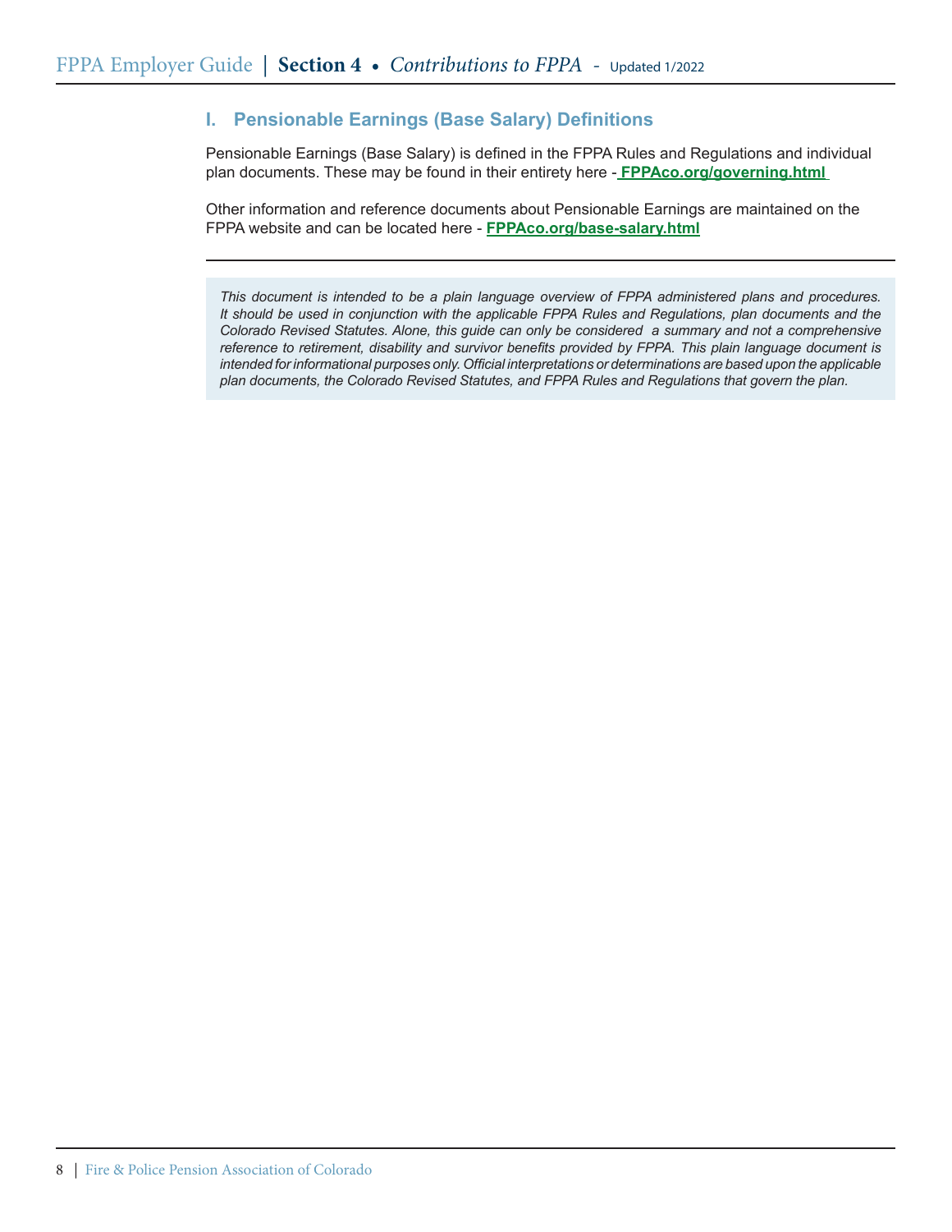## I. Pensionable Earnings (Base Salary) Definitions

Pensionable Earnings (Base Salary) is defined in the FPPA Rules and Regulations and individual plan documents. These may be found in their entirety here - **FPPAco.org/governing.html**

Other information and reference documents about Pensionable Earnings are maintained on the FPPA website and can be located here - **FPPAco.org/base-salary.html**

---

*This document is intended to be a plain language overview of FPPA administered plans and procedures. It should be used in conjunction with the applicable FPPA Rules and Regulations, plan documents and the Colorado Revised Statutes. Alone, this guide can only be considered a summary and not a comprehensive reference to retirement, disability and survivor benefits provided by FPPA. This plain language document is intended for informational purposes only. Official interpretations or determinations are based upon the applicable plan documents, the Colorado Revised Statutes, and FPPA Rules and Regulations that govern the plan.*